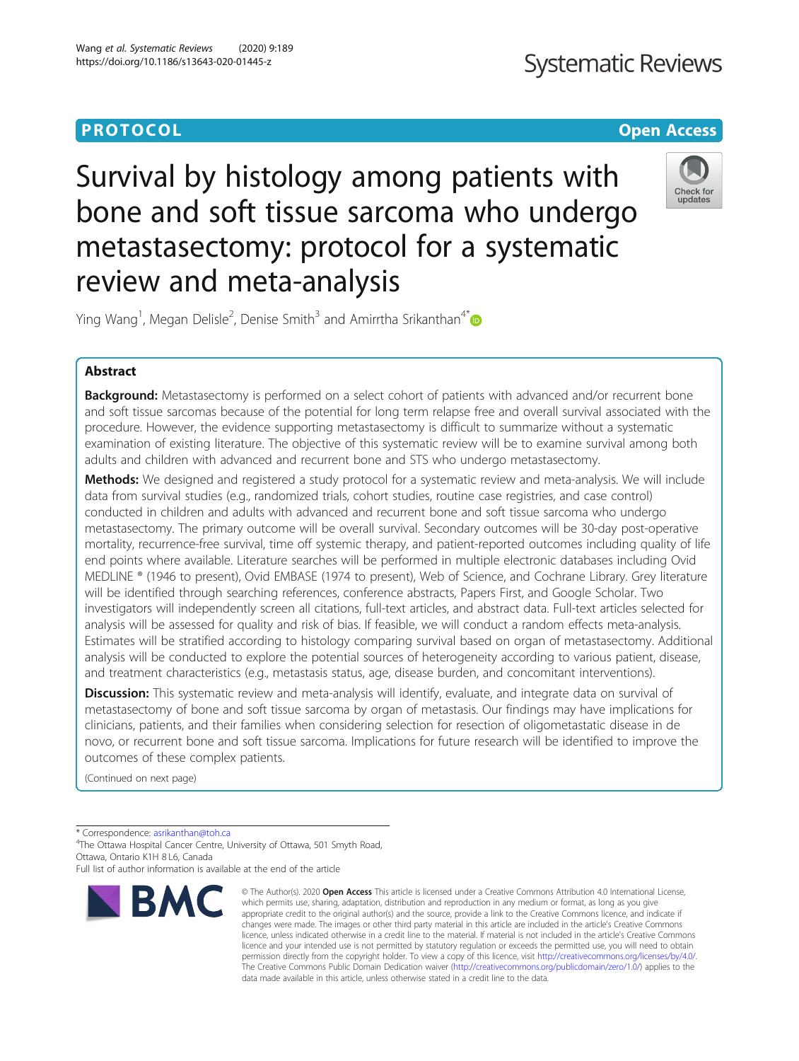PROTOCOL

Open Access

# Survival by histology among patients with bone and soft tissue sarcoma who undergo metastasectomy: protocol for a systematic review and meta-analysis

Ying Wang[1], Megan Delisle[2], Denise Smith[3] and Amirrtha Srikanthan[4*]

## Abstract

**Background:** Metastasectomy is performed on a select cohort of patients with advanced and/or recurrent bone and soft tissue sarcomas because of the potential for long term relapse free and overall survival associated with the procedure. However, the evidence supporting metastasectomy is difficult to summarize without a systematic examination of existing literature. The objective of this systematic review will be to examine survival among both adults and children with advanced and recurrent bone and STS who undergo metastasectomy.

**Methods:** We designed and registered a study protocol for a systematic review and meta-analysis. We will include data from survival studies (e.g., randomized trials, cohort studies, routine case registries, and case control) conducted in children and adults with advanced and recurrent bone and soft tissue sarcoma who undergo metastasectomy. The primary outcome will be overall survival. Secondary outcomes will be 30-day post-operative mortality, recurrence-free survival, time off systemic therapy, and patient-reported outcomes including quality of life end points where available. Literature searches will be performed in multiple electronic databases including Ovid MEDLINE ® (1946 to present), Ovid EMBASE (1974 to present), Web of Science, and Cochrane Library. Grey literature will be identified through searching references, conference abstracts, Papers First, and Google Scholar. Two investigators will independently screen all citations, full-text articles, and abstract data. Full-text articles selected for analysis will be assessed for quality and risk of bias. If feasible, we will conduct a random effects meta-analysis. Estimates will be stratified according to histology comparing survival based on organ of metastasectomy. Additional analysis will be conducted to explore the potential sources of heterogeneity according to various patient, disease, and treatment characteristics (e.g., metastasis status, age, disease burden, and concomitant interventions).

**Discussion:** This systematic review and meta-analysis will identify, evaluate, and integrate data on survival of metastasectomy of bone and soft tissue sarcoma by organ of metastasis. Our findings may have implications for clinicians, patients, and their families when considering selection for resection of oligometastatic disease in de novo, or recurrent bone and soft tissue sarcoma. Implications for future research will be identified to improve the outcomes of these complex patients.

(Continued on next page)

\* Correspondence: asrikanthan@toh.ca
[4]The Ottawa Hospital Cancer Centre, University of Ottawa, 501 Smyth Road, Ottawa, Ontario K1H 8L6, Canada
Full list of author information is available at the end of the article

© The Author(s). 2020 **Open Access** This article is licensed under a Creative Commons Attribution 4.0 International License, which permits use, sharing, adaptation, distribution and reproduction in any medium or format, as long as you give appropriate credit to the original author(s) and the source, provide a link to the Creative Commons licence, and indicate if changes were made. The images or other third party material in this article are included in the article's Creative Commons licence, unless indicated otherwise in a credit line to the material. If material is not included in the article's Creative Commons licence and your intended use is not permitted by statutory regulation or exceeds the permitted use, you will need to obtain permission directly from the copyright holder. To view a copy of this licence, visit http://creativecommons.org/licenses/by/4.0/. The Creative Commons Public Domain Dedication waiver (http://creativecommons.org/publicdomain/zero/1.0/) applies to the data made available in this article, unless otherwise stated in a credit line to the data.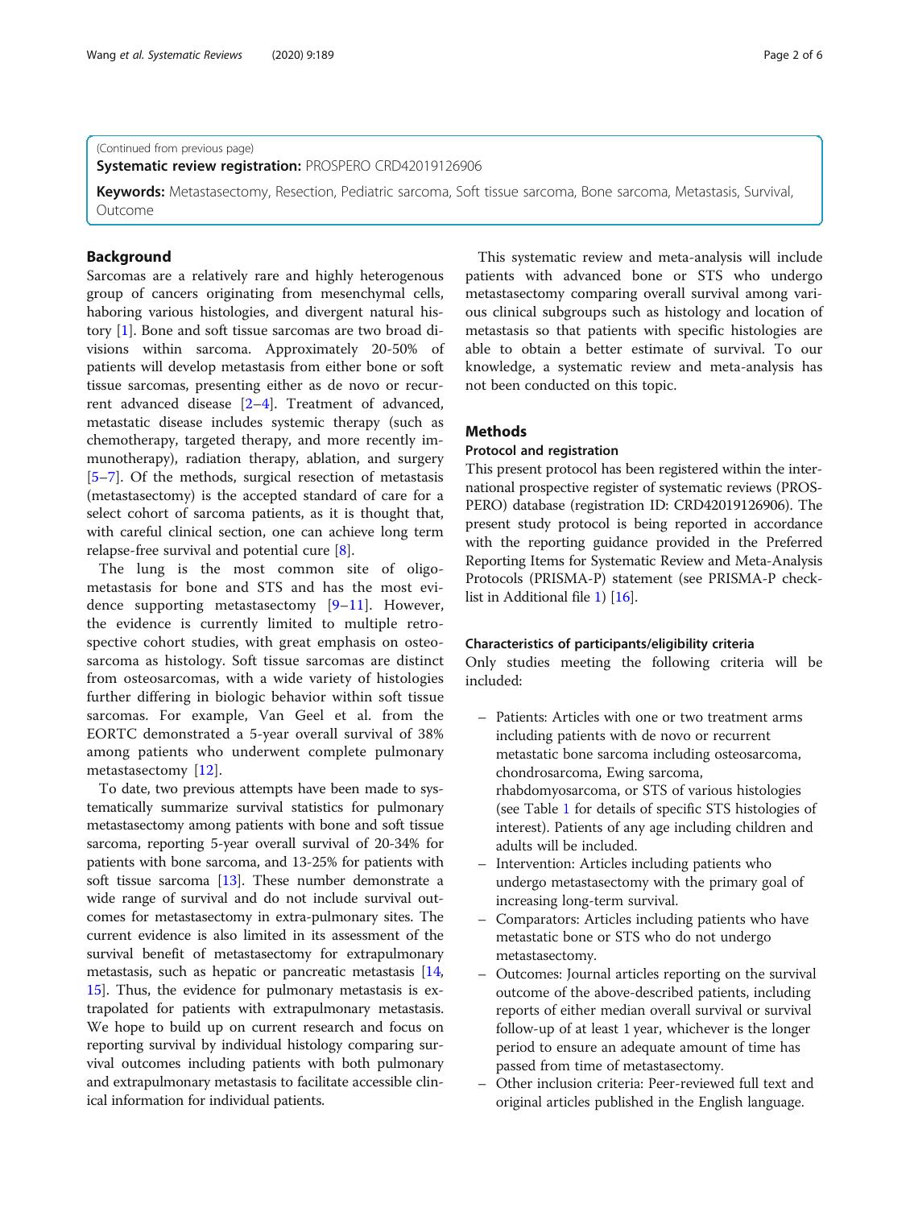(Continued from previous page)

**Systematic review registration:** PROSPERO CRD42019126906

**Keywords:** Metastasectomy, Resection, Pediatric sarcoma, Soft tissue sarcoma, Bone sarcoma, Metastasis, Survival, Outcome

## Background

Sarcomas are a relatively rare and highly heterogenous group of cancers originating from mesenchymal cells, haboring various histologies, and divergent natural history [1]. Bone and soft tissue sarcomas are two broad divisions within sarcoma. Approximately 20-50% of patients will develop metastasis from either bone or soft tissue sarcomas, presenting either as de novo or recurrent advanced disease [2–4]. Treatment of advanced, metastatic disease includes systemic therapy (such as chemotherapy, targeted therapy, and more recently immunotherapy), radiation therapy, ablation, and surgery [5–7]. Of the methods, surgical resection of metastasis (metastasectomy) is the accepted standard of care for a select cohort of sarcoma patients, as it is thought that, with careful clinical section, one can achieve long term relapse-free survival and potential cure [8].

The lung is the most common site of oligometastasis for bone and STS and has the most evidence supporting metastasectomy [9–11]. However, the evidence is currently limited to multiple retrospective cohort studies, with great emphasis on osteosarcoma as histology. Soft tissue sarcomas are distinct from osteosarcomas, with a wide variety of histologies further differing in biologic behavior within soft tissue sarcomas. For example, Van Geel et al. from the EORTC demonstrated a 5-year overall survival of 38% among patients who underwent complete pulmonary metastasectomy [12].

To date, two previous attempts have been made to systematically summarize survival statistics for pulmonary metastasectomy among patients with bone and soft tissue sarcoma, reporting 5-year overall survival of 20-34% for patients with bone sarcoma, and 13-25% for patients with soft tissue sarcoma [13]. These number demonstrate a wide range of survival and do not include survival outcomes for metastasectomy in extra-pulmonary sites. The current evidence is also limited in its assessment of the survival benefit of metastasectomy for extrapulmonary metastasis, such as hepatic or pancreatic metastasis [14, 15]. Thus, the evidence for pulmonary metastasis is extrapolated for patients with extrapulmonary metastasis. We hope to build up on current research and focus on reporting survival by individual histology comparing survival outcomes including patients with both pulmonary and extrapulmonary metastasis to facilitate accessible clinical information for individual patients.

This systematic review and meta-analysis will include patients with advanced bone or STS who undergo metastasectomy comparing overall survival among various clinical subgroups such as histology and location of metastasis so that patients with specific histologies are able to obtain a better estimate of survival. To our knowledge, a systematic review and meta-analysis has not been conducted on this topic.

## Methods

### Protocol and registration

This present protocol has been registered within the international prospective register of systematic reviews (PROSPERO) database (registration ID: CRD42019126906). The present study protocol is being reported in accordance with the reporting guidance provided in the Preferred Reporting Items for Systematic Review and Meta-Analysis Protocols (PRISMA-P) statement (see PRISMA-P checklist in Additional file 1) [16].

### Characteristics of participants/eligibility criteria

Only studies meeting the following criteria will be included:

- Patients: Articles with one or two treatment arms including patients with de novo or recurrent metastatic bone sarcoma including osteosarcoma, chondrosarcoma, Ewing sarcoma, rhabdomyosarcoma, or STS of various histologies (see Table 1 for details of specific STS histologies of interest). Patients of any age including children and adults will be included.
- Intervention: Articles including patients who undergo metastasectomy with the primary goal of increasing long-term survival.
- Comparators: Articles including patients who have metastatic bone or STS who do not undergo metastasectomy.
- Outcomes: Journal articles reporting on the survival outcome of the above-described patients, including reports of either median overall survival or survival follow-up of at least 1 year, whichever is the longer period to ensure an adequate amount of time has passed from time of metastasectomy.
- Other inclusion criteria: Peer-reviewed full text and original articles published in the English language.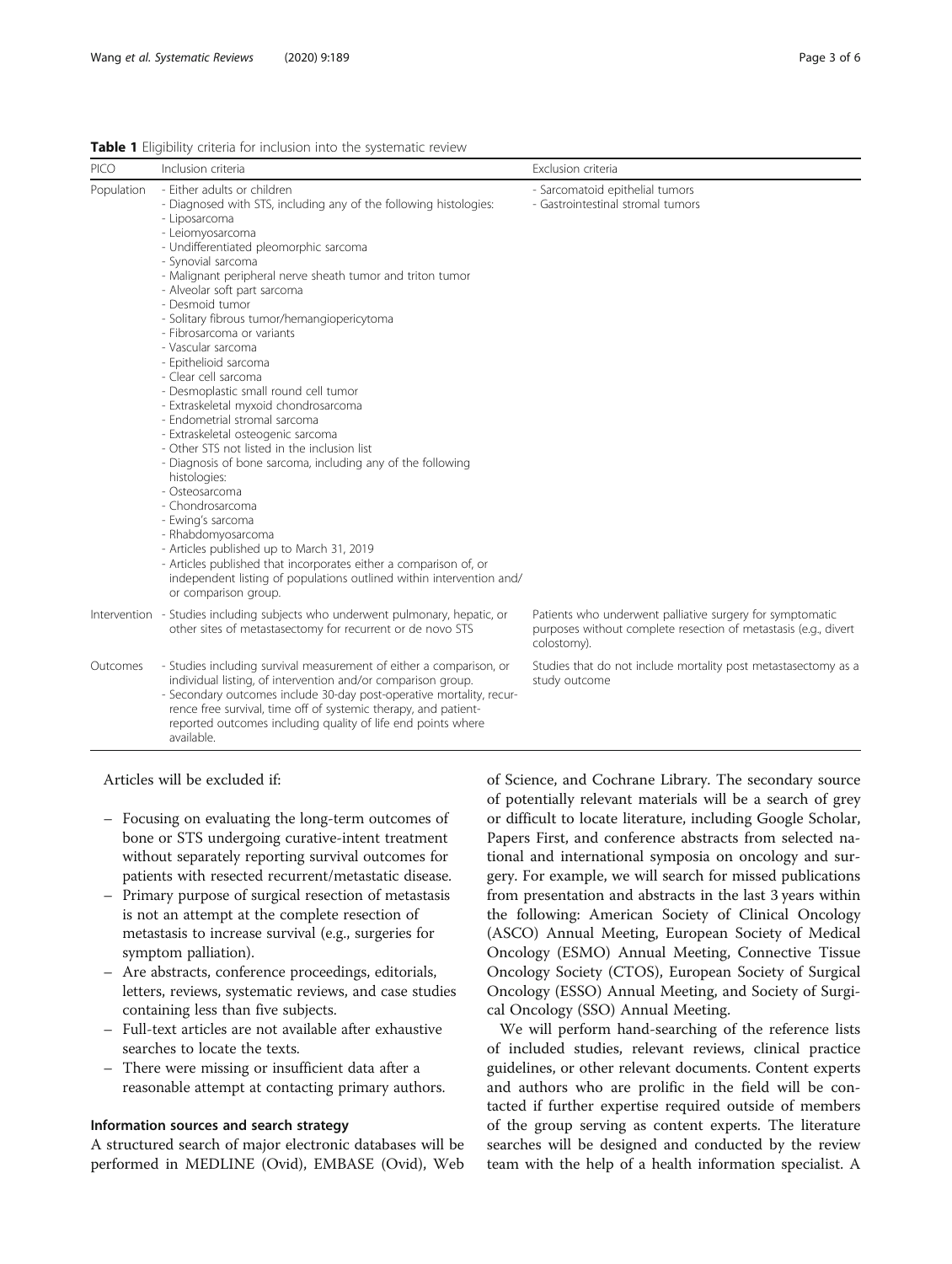**Table 1** Eligibility criteria for inclusion into the systematic review

| PICO | Inclusion criteria | Exclusion criteria |
| --- | --- | --- |
| Population | - Either adults or children<br>- Diagnosed with STS, including any of the following histologies:<br>- Liposarcoma<br>- Leiomyosarcoma<br>- Undifferentiated pleomorphic sarcoma<br>- Synovial sarcoma<br>- Malignant peripheral nerve sheath tumor and triton tumor<br>- Alveolar soft part sarcoma<br>- Desmoid tumor<br>- Solitary fibrous tumor/hemangiopericytoma<br>- Fibrosarcoma or variants<br>- Vascular sarcoma<br>- Epithelioid sarcoma<br>- Clear cell sarcoma<br>- Desmoplastic small round cell tumor<br>- Extraskeletal myxoid chondrosarcoma<br>- Endometrial stromal sarcoma<br>- Extraskeletal osteogenic sarcoma<br>- Other STS not listed in the inclusion list<br>- Diagnosis of bone sarcoma, including any of the following histologies:<br>- Osteosarcoma<br>- Chondrosarcoma<br>- Ewing's sarcoma<br>- Rhabdomyosarcoma<br>- Articles published up to March 31, 2019<br>- Articles published that incorporates either a comparison of, or independent listing of populations outlined within intervention and/or comparison group. | - Sarcomatoid epithelial tumors<br>- Gastrointestinal stromal tumors |
| Intervention | - Studies including subjects who underwent pulmonary, hepatic, or other sites of metastasectomy for recurrent or de novo STS | Patients who underwent palliative surgery for symptomatic purposes without complete resection of metastasis (e.g., divert colostomy). |
| Outcomes | - Studies including survival measurement of either a comparison, or individual listing, of intervention and/or comparison group.<br>- Secondary outcomes include 30-day post-operative mortality, recurrence free survival, time off of systemic therapy, and patient-reported outcomes including quality of life end points where available. | Studies that do not include mortality post metastasectomy as a study outcome |

Articles will be excluded if:

- Focusing on evaluating the long-term outcomes of bone or STS undergoing curative-intent treatment without separately reporting survival outcomes for patients with resected recurrent/metastatic disease.
- Primary purpose of surgical resection of metastasis is not an attempt at the complete resection of metastasis to increase survival (e.g., surgeries for symptom palliation).
- Are abstracts, conference proceedings, editorials, letters, reviews, systematic reviews, and case studies containing less than five subjects.
- Full-text articles are not available after exhaustive searches to locate the texts.
- There were missing or insufficient data after a reasonable attempt at contacting primary authors.

### Information sources and search strategy

A structured search of major electronic databases will be performed in MEDLINE (Ovid), EMBASE (Ovid), Web of Science, and Cochrane Library. The secondary source of potentially relevant materials will be a search of grey or difficult to locate literature, including Google Scholar, Papers First, and conference abstracts from selected national and international symposia on oncology and surgery. For example, we will search for missed publications from presentation and abstracts in the last 3 years within the following: American Society of Clinical Oncology (ASCO) Annual Meeting, European Society of Medical Oncology (ESMO) Annual Meeting, Connective Tissue Oncology Society (CTOS), European Society of Surgical Oncology (ESSO) Annual Meeting, and Society of Surgical Oncology (SSO) Annual Meeting.

We will perform hand-searching of the reference lists of included studies, relevant reviews, clinical practice guidelines, or other relevant documents. Content experts and authors who are prolific in the field will be contacted if further expertise required outside of members of the group serving as content experts. The literature searches will be designed and conducted by the review team with the help of a health information specialist. A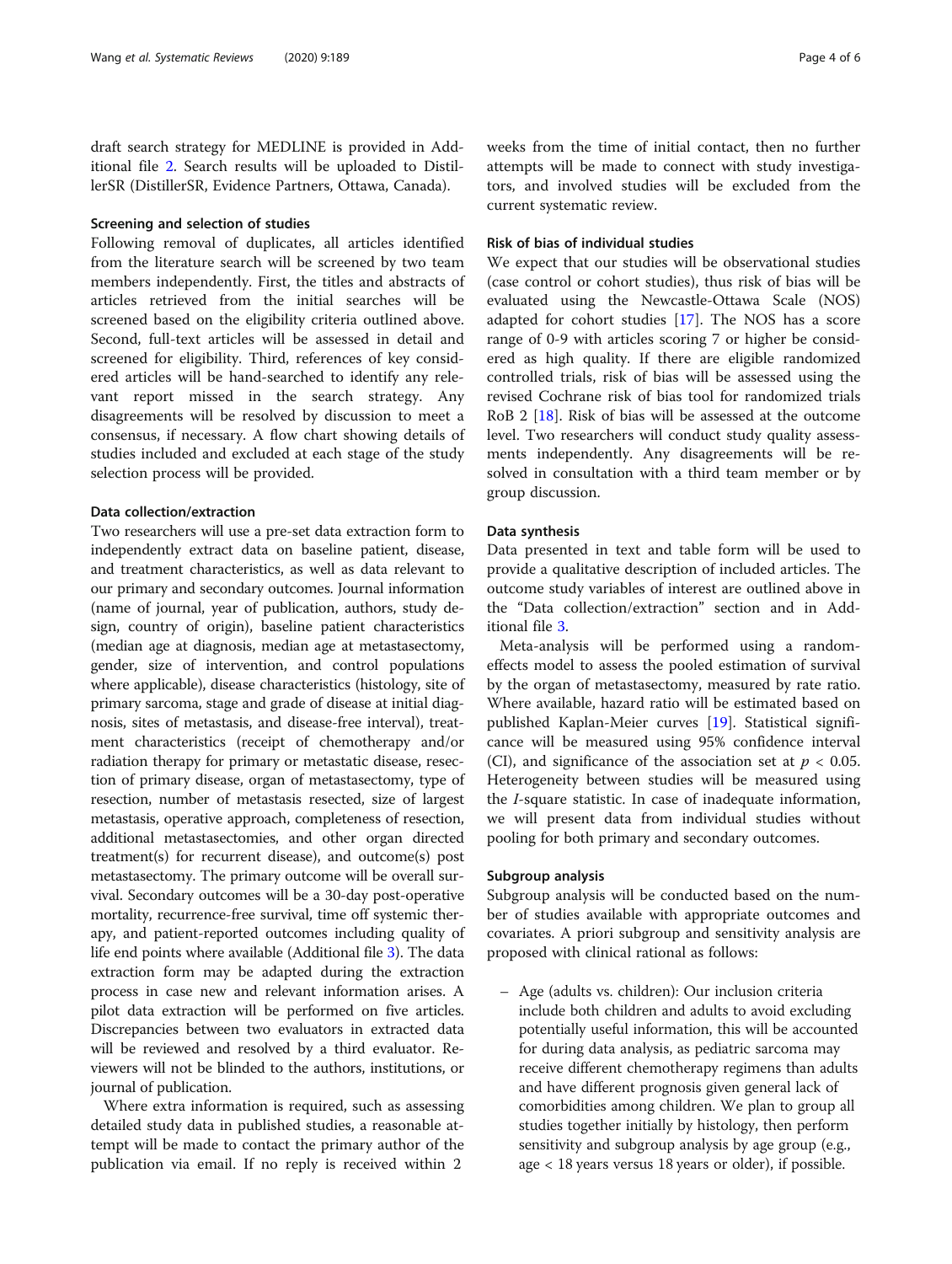draft search strategy for MEDLINE is provided in Additional file 2. Search results will be uploaded to DistillerSR (DistillerSR, Evidence Partners, Ottawa, Canada).

### Screening and selection of studies

Following removal of duplicates, all articles identified from the literature search will be screened by two team members independently. First, the titles and abstracts of articles retrieved from the initial searches will be screened based on the eligibility criteria outlined above. Second, full-text articles will be assessed in detail and screened for eligibility. Third, references of key considered articles will be hand-searched to identify any relevant report missed in the search strategy. Any disagreements will be resolved by discussion to meet a consensus, if necessary. A flow chart showing details of studies included and excluded at each stage of the study selection process will be provided.

### Data collection/extraction

Two researchers will use a pre-set data extraction form to independently extract data on baseline patient, disease, and treatment characteristics, as well as data relevant to our primary and secondary outcomes. Journal information (name of journal, year of publication, authors, study design, country of origin), baseline patient characteristics (median age at diagnosis, median age at metastasectomy, gender, size of intervention, and control populations where applicable), disease characteristics (histology, site of primary sarcoma, stage and grade of disease at initial diagnosis, sites of metastasis, and disease-free interval), treatment characteristics (receipt of chemotherapy and/or radiation therapy for primary or metastatic disease, resection of primary disease, organ of metastasectomy, type of resection, number of metastasis resected, size of largest metastasis, operative approach, completeness of resection, additional metastasectomies, and other organ directed treatment(s) for recurrent disease), and outcome(s) post metastasectomy. The primary outcome will be overall survival. Secondary outcomes will be a 30-day post-operative mortality, recurrence-free survival, time off systemic therapy, and patient-reported outcomes including quality of life end points where available (Additional file 3). The data extraction form may be adapted during the extraction process in case new and relevant information arises. A pilot data extraction will be performed on five articles. Discrepancies between two evaluators in extracted data will be reviewed and resolved by a third evaluator. Reviewers will not be blinded to the authors, institutions, or journal of publication.

Where extra information is required, such as assessing detailed study data in published studies, a reasonable attempt will be made to contact the primary author of the publication via email. If no reply is received within 2 weeks from the time of initial contact, then no further attempts will be made to connect with study investigators, and involved studies will be excluded from the current systematic review.

### Risk of bias of individual studies

We expect that our studies will be observational studies (case control or cohort studies), thus risk of bias will be evaluated using the Newcastle-Ottawa Scale (NOS) adapted for cohort studies [17]. The NOS has a score range of 0-9 with articles scoring 7 or higher be considered as high quality. If there are eligible randomized controlled trials, risk of bias will be assessed using the revised Cochrane risk of bias tool for randomized trials RoB 2 [18]. Risk of bias will be assessed at the outcome level. Two researchers will conduct study quality assessments independently. Any disagreements will be resolved in consultation with a third team member or by group discussion.

### Data synthesis

Data presented in text and table form will be used to provide a qualitative description of included articles. The outcome study variables of interest are outlined above in the "Data collection/extraction" section and in Additional file 3.

Meta-analysis will be performed using a random-effects model to assess the pooled estimation of survival by the organ of metastasectomy, measured by rate ratio. Where available, hazard ratio will be estimated based on published Kaplan-Meier curves [19]. Statistical significance will be measured using 95% confidence interval (CI), and significance of the association set at $p < 0.05$. Heterogeneity between studies will be measured using the *I*-square statistic. In case of inadequate information, we will present data from individual studies without pooling for both primary and secondary outcomes.

### Subgroup analysis

Subgroup analysis will be conducted based on the number of studies available with appropriate outcomes and covariates. A priori subgroup and sensitivity analysis are proposed with clinical rational as follows:

- Age (adults vs. children): Our inclusion criteria include both children and adults to avoid excluding potentially useful information, this will be accounted for during data analysis, as pediatric sarcoma may receive different chemotherapy regimens than adults and have different prognosis given general lack of comorbidities among children. We plan to group all studies together initially by histology, then perform sensitivity and subgroup analysis by age group (e.g., age < 18 years versus 18 years or older), if possible.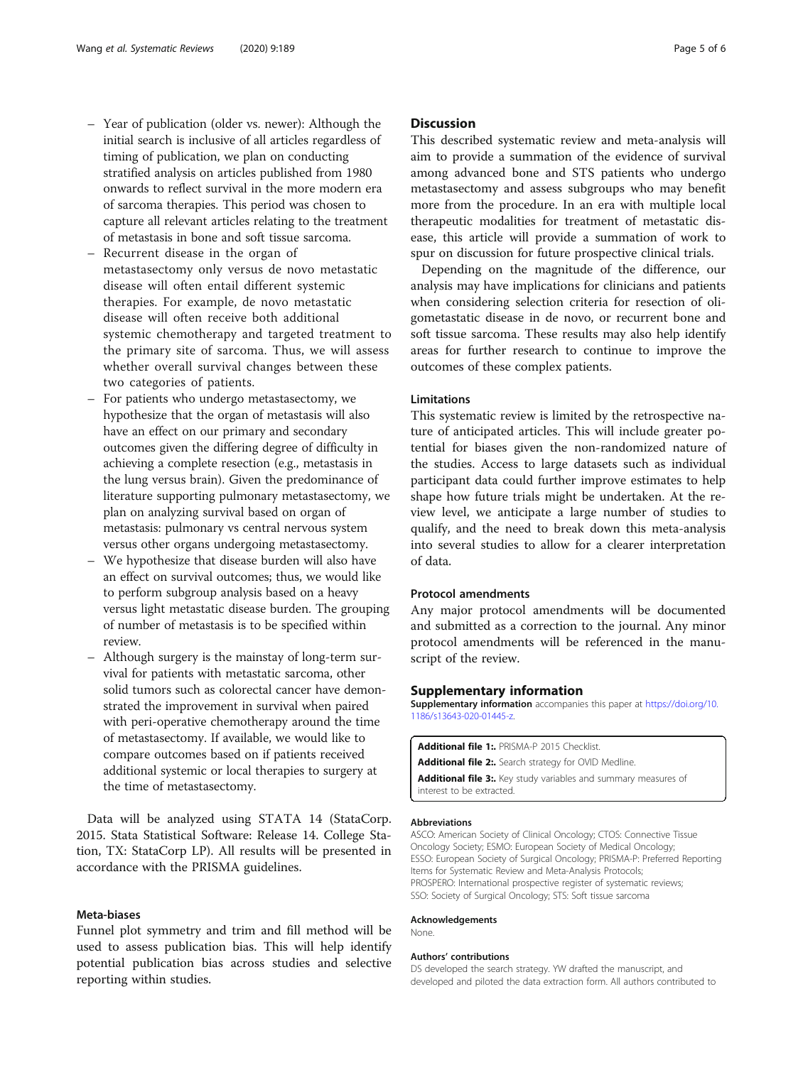- Year of publication (older vs. newer): Although the initial search is inclusive of all articles regardless of timing of publication, we plan on conducting stratified analysis on articles published from 1980 onwards to reflect survival in the more modern era of sarcoma therapies. This period was chosen to capture all relevant articles relating to the treatment of metastasis in bone and soft tissue sarcoma.
- Recurrent disease in the organ of metastasectomy only versus de novo metastatic disease will often entail different systemic therapies. For example, de novo metastatic disease will often receive both additional systemic chemotherapy and targeted treatment to the primary site of sarcoma. Thus, we will assess whether overall survival changes between these two categories of patients.
- For patients who undergo metastasectomy, we hypothesize that the organ of metastasis will also have an effect on our primary and secondary outcomes given the differing degree of difficulty in achieving a complete resection (e.g., metastasis in the lung versus brain). Given the predominance of literature supporting pulmonary metastasectomy, we plan on analyzing survival based on organ of metastasis: pulmonary vs central nervous system versus other organs undergoing metastasectomy.
- We hypothesize that disease burden will also have an effect on survival outcomes; thus, we would like to perform subgroup analysis based on a heavy versus light metastatic disease burden. The grouping of number of metastasis is to be specified within review.
- Although surgery is the mainstay of long-term survival for patients with metastatic sarcoma, other solid tumors such as colorectal cancer have demonstrated the improvement in survival when paired with peri-operative chemotherapy around the time of metastasectomy. If available, we would like to compare outcomes based on if patients received additional systemic or local therapies to surgery at the time of metastasectomy.

Data will be analyzed using STATA 14 (StataCorp. 2015. Stata Statistical Software: Release 14. College Station, TX: StataCorp LP). All results will be presented in accordance with the PRISMA guidelines.

### Meta-biases

Funnel plot symmetry and trim and fill method will be used to assess publication bias. This will help identify potential publication bias across studies and selective reporting within studies.

## Discussion

This described systematic review and meta-analysis will aim to provide a summation of the evidence of survival among advanced bone and STS patients who undergo metastasectomy and assess subgroups who may benefit more from the procedure. In an era with multiple local therapeutic modalities for treatment of metastatic disease, this article will provide a summation of work to spur on discussion for future prospective clinical trials.

Depending on the magnitude of the difference, our analysis may have implications for clinicians and patients when considering selection criteria for resection of oligometastatic disease in de novo, or recurrent bone and soft tissue sarcoma. These results may also help identify areas for further research to continue to improve the outcomes of these complex patients.

### Limitations

This systematic review is limited by the retrospective nature of anticipated articles. This will include greater potential for biases given the non-randomized nature of the studies. Access to large datasets such as individual participant data could further improve estimates to help shape how future trials might be undertaken. At the review level, we anticipate a large number of studies to qualify, and the need to break down this meta-analysis into several studies to allow for a clearer interpretation of data.

### Protocol amendments

Any major protocol amendments will be documented and submitted as a correction to the journal. Any minor protocol amendments will be referenced in the manuscript of the review.

## Supplementary information

**Supplementary information** accompanies this paper at https://doi.org/10.1186/s13643-020-01445-z.

**Additional file 1:.** PRISMA-P 2015 Checklist.
**Additional file 2:.** Search strategy for OVID Medline.
**Additional file 3:.** Key study variables and summary measures of interest to be extracted.

#### Abbreviations

ASCO: American Society of Clinical Oncology; CTOS: Connective Tissue Oncology Society; ESMO: European Society of Medical Oncology; ESSO: European Society of Surgical Oncology; PRISMA-P: Preferred Reporting Items for Systematic Review and Meta-Analysis Protocols; PROSPERO: International prospective register of systematic reviews; SSO: Society of Surgical Oncology; STS: Soft tissue sarcoma

#### Acknowledgements

None.

#### Authors' contributions

DS developed the search strategy. YW drafted the manuscript, and developed and piloted the data extraction form. All authors contributed to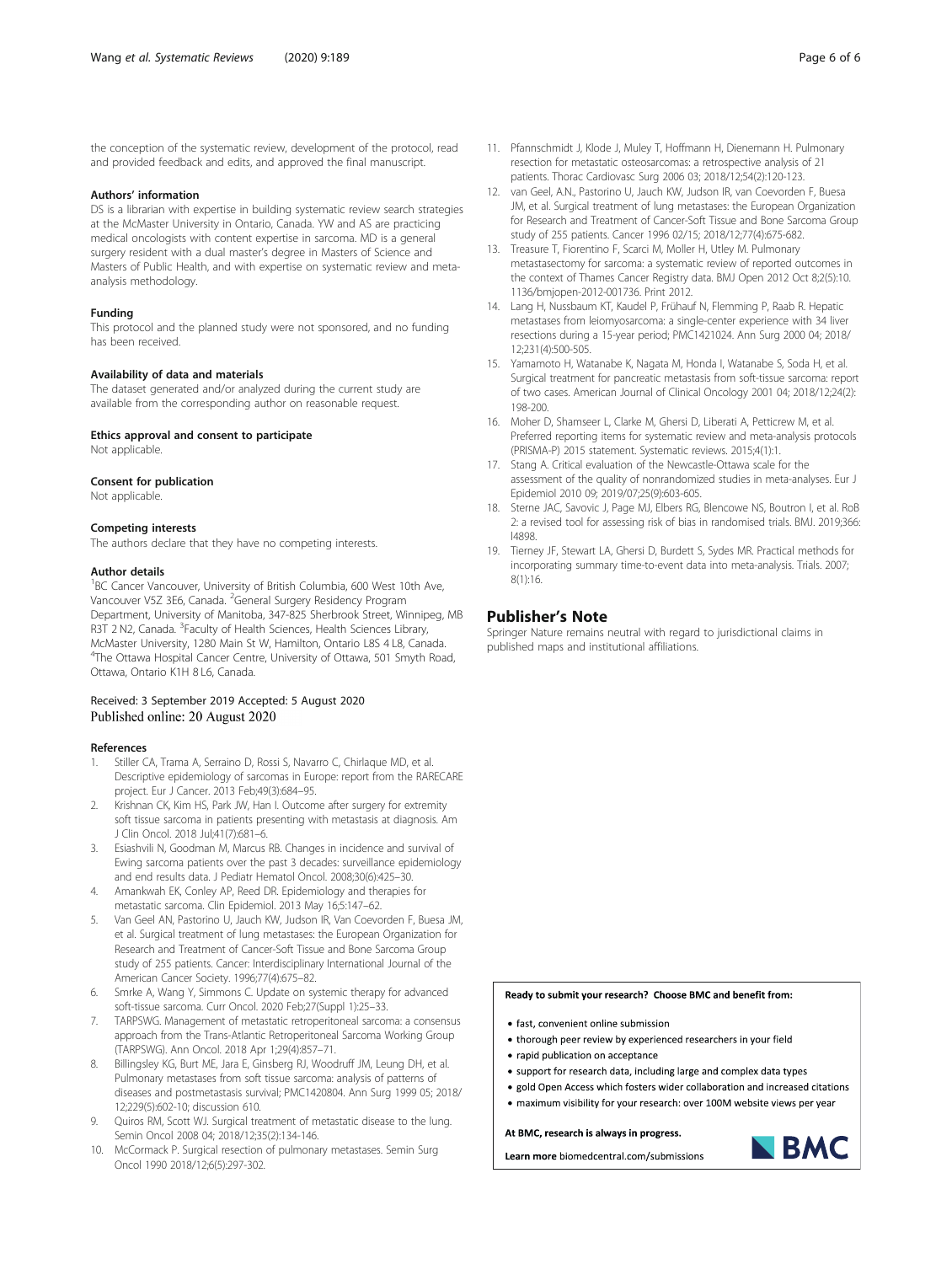the conception of the systematic review, development of the protocol, read and provided feedback and edits, and approved the final manuscript.

### Authors' information

DS is a librarian with expertise in building systematic review search strategies at the McMaster University in Ontario, Canada. YW and AS are practicing medical oncologists with content expertise in sarcoma. MD is a general surgery resident with a dual master's degree in Masters of Science and Masters of Public Health, and with expertise on systematic review and meta-analysis methodology.

### Funding

This protocol and the planned study were not sponsored, and no funding has been received.

### Availability of data and materials

The dataset generated and/or analyzed during the current study are available from the corresponding author on reasonable request.

### Ethics approval and consent to participate

Not applicable.

### Consent for publication

Not applicable.

### Competing interests

The authors declare that they have no competing interests.

### Author details

[1]BC Cancer Vancouver, University of British Columbia, 600 West 10th Ave, Vancouver V5Z 3E6, Canada. [2]General Surgery Residency Program Department, University of Manitoba, 347-825 Sherbrook Street, Winnipeg, MB R3T 2 N2, Canada. [3]Faculty of Health Sciences, Health Sciences Library, McMaster University, 1280 Main St W, Hamilton, Ontario L8S 4 L8, Canada. [4]The Ottawa Hospital Cancer Centre, University of Ottawa, 501 Smyth Road, Ottawa, Ontario K1H 8 L6, Canada.

Received: 3 September 2019 Accepted: 5 August 2020
Published online: 20 August 2020

### References

1. Stiller CA, Trama A, Serraino D, Rossi S, Navarro C, Chirlaque MD, et al. Descriptive epidemiology of sarcomas in Europe: report from the RARECARE project. Eur J Cancer. 2013 Feb;49(3):684–95.
2. Krishnan CK, Kim HS, Park JW, Han I. Outcome after surgery for extremity soft tissue sarcoma in patients presenting with metastasis at diagnosis. Am J Clin Oncol. 2018 Jul;41(7):681–6.
3. Esiashvili N, Goodman M, Marcus RB. Changes in incidence and survival of Ewing sarcoma patients over the past 3 decades: surveillance epidemiology and end results data. J Pediatr Hematol Oncol. 2008;30(6):425–30.
4. Amankwah EK, Conley AP, Reed DR. Epidemiology and therapies for metastatic sarcoma. Clin Epidemiol. 2013 May 16;5:147–62.
5. Van Geel AN, Pastorino U, Jauch KW, Judson IR, Van Coevorden F, Buesa JM, et al. Surgical treatment of lung metastases: the European Organization for Research and Treatment of Cancer-Soft Tissue and Bone Sarcoma Group study of 255 patients. Cancer: Interdisciplinary International Journal of the American Cancer Society. 1996;77(4):675–82.
6. Smrke A, Wang Y, Simmons C. Update on systemic therapy for advanced soft-tissue sarcoma. Curr Oncol. 2020 Feb;27(Suppl 1):25–33.
7. TARPSWG. Management of metastatic retroperitoneal sarcoma: a consensus approach from the Trans-Atlantic Retroperitoneal Sarcoma Working Group (TARPSWG). Ann Oncol. 2018 Apr 1;29(4):857–71.
8. Billingsley KG, Burt ME, Jara E, Ginsberg RJ, Woodruff JM, Leung DH, et al. Pulmonary metastases from soft tissue sarcoma: analysis of patterns of diseases and postmetastasis survival; PMC1420804. Ann Surg 1999 05; 2018/12;229(5):602-10; discussion 610.
9. Quiros RM, Scott WJ. Surgical treatment of metastatic disease to the lung. Semin Oncol 2008 04; 2018/12;35(2):134-146.
10. McCormack P. Surgical resection of pulmonary metastases. Semin Surg Oncol 1990 2018/12;6(5):297-302.
11. Pfannschmidt J, Klode J, Muley T, Hoffmann H, Dienemann H. Pulmonary resection for metastatic osteosarcomas: a retrospective analysis of 21 patients. Thorac Cardiovasc Surg 2006 03; 2018/12;54(2):120-123.
12. van Geel, A.N., Pastorino U, Jauch KW, Judson IR, van Coevorden F, Buesa JM, et al. Surgical treatment of lung metastases: the European Organization for Research and Treatment of Cancer-Soft Tissue and Bone Sarcoma Group study of 255 patients. Cancer 1996 02/15; 2018/12;77(4):675-682.
13. Treasure T, Fiorentino F, Scarci M, Moller H, Utley M. Pulmonary metastasectomy for sarcoma: a systematic review of reported outcomes in the context of Thames Cancer Registry data. BMJ Open 2012 Oct 8;2(5):10. 1136/bmjopen-2012-001736. Print 2012.
14. Lang H, Nussbaum KT, Kaudel P, Frühauf N, Flemming P, Raab R. Hepatic metastases from leiomyosarcoma: a single-center experience with 34 liver resections during a 15-year period; PMC1421024. Ann Surg 2000 04; 2018/ 12;231(4):500-505.
15. Yamamoto H, Watanabe K, Nagata M, Honda I, Watanabe S, Soda H, et al. Surgical treatment for pancreatic metastasis from soft-tissue sarcoma: report of two cases. American Journal of Clinical Oncology 2001 04; 2018/12;24(2): 198-200.
16. Moher D, Shamseer L, Clarke M, Ghersi D, Liberati A, Petticrew M, et al. Preferred reporting items for systematic review and meta-analysis protocols (PRISMA-P) 2015 statement. Systematic reviews. 2015;4(1):1.
17. Stang A. Critical evaluation of the Newcastle-Ottawa scale for the assessment of the quality of nonrandomized studies in meta-analyses. Eur J Epidemiol 2010 09; 2019/07;25(9):603-605.
18. Sterne JAC, Savovic J, Page MJ, Elbers RG, Blencowe NS, Boutron I, et al. RoB 2: a revised tool for assessing risk of bias in randomised trials. BMJ. 2019;366: l4898.
19. Tierney JF, Stewart LA, Ghersi D, Burdett S, Sydes MR. Practical methods for incorporating summary time-to-event data into meta-analysis. Trials. 2007; 8(1):16.

## Publisher's Note

Springer Nature remains neutral with regard to jurisdictional claims in published maps and institutional affiliations.

**Ready to submit your research? Choose BMC and benefit from:**

- fast, convenient online submission
- thorough peer review by experienced researchers in your field
- rapid publication on acceptance
- support for research data, including large and complex data types
- gold Open Access which fosters wider collaboration and increased citations
- maximum visibility for your research: over 100M website views per year

**At BMC, research is always in progress.**

**Learn more** biomedcentral.com/submissions